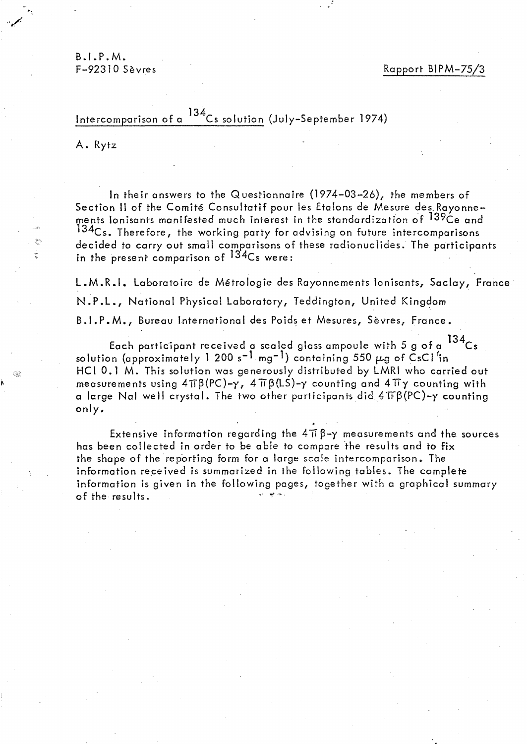B.I.P.M.
F-92310 Sèvres

Rapport BIPM-75/3

## Intercomparison of a $^{134}Cs$ solution (July-September 1974)

A. Rytz

In their answers to the Questionnaire (1974-03-26), the members of Section II of the Comité Consultatif pour les Etalons de Mesure des Rayonnements Ionisants manifested much interest in the standardization of $^{139}Ce$ and $^{134}Cs$. Therefore, the working party for advising on future intercomparisons decided to carry out small comparisons of these radionuclides. The participants in the present comparison of $^{134}Cs$ were:

L.M.R.I. Laboratoire de Métrologie des Rayonnements Ionisants, Saclay, France

N.P.L., National Physical Laboratory, Teddington, United Kingdom

B.I.P.M., Bureau International des Poids et Mesures, Sèvres, France.

Each participant received a sealed glass ampoule with 5 g of a $^{134}Cs$ solution (approximately 1 200 $s^{-1}$ $mg^{-1}$) containing 550 $\mu g$ of CsCl in HCl 0.1 M. This solution was generously distributed by LMRI who carried out measurements using $4\pi\beta(PC)$-$\gamma$, $4\pi\beta(LS)$-$\gamma$ counting and $4\pi\gamma$ counting with a large NaI well crystal. The two other participants did $4\pi\beta(PC)$-$\gamma$ counting only.

Extensive information regarding the $4\pi\beta$-$\gamma$ measurements and the sources has been collected in order to be able to compare the results and to fix the shape of the reporting form for a large scale intercomparison. The information received is summarized in the following tables. The complete information is given in the following pages, together with a graphical summary of the results.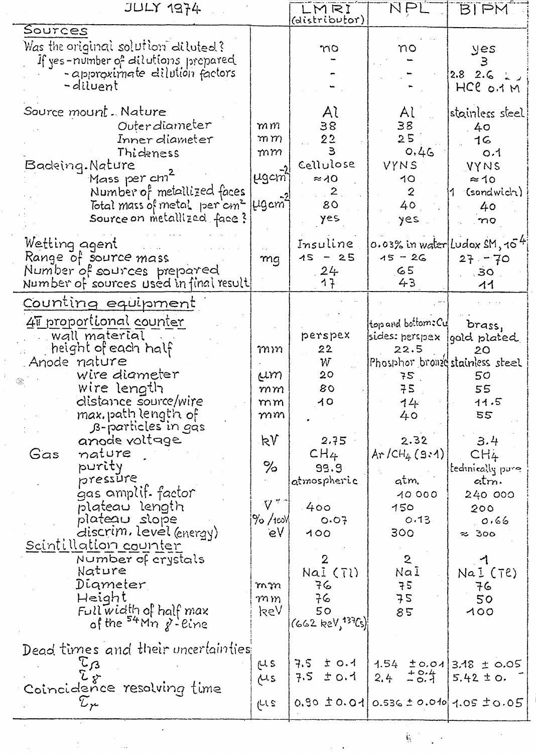| JULY 1974 | | LMRI (distributor) | NPL | BIPM |
|---|---|---|---|---|
| **Sources** | | | | |
| Was the original solution diluted? | | no | no | yes |
| If yes - number of dilutions prepared | | - | - | 3 |
| - approximate dilution factors | | - | - | 2.8 2.6 |
| - diluent | | - | - | HCl 0.1 M |
| Source mount. Nature | | Al | Al | stainless steel |
| Outer diameter | mm | 38 | 38 | 40 |
| Inner diameter | mm | 22 | 25 | 16 |
| Thickness | mm | 3 | 0.46 | 0.1 |
| Backing. Nature | | Cellulose | VYNS | VYNS |
| Mass per $cm^2$ | $\mu g\,cm^{-2}$ | ≈ 10 | 10 | ≈ 10 |
| Number of metallized faces | | 2 | 2 | 1 (sandwich) |
| Total mass of metal per $cm^2$ | $\mu g\,cm^{-2}$ | 80 | 40 | 40 |
| Source on metallized face? | | yes | yes | no |
| Wetting agent | | Insuline | 0.03% in water | Ludox SM, $10^{-4}$ |
| Range of source mass | mg | 15 - 25 | 15 - 26 | 27 - 70 |
| Number of sources prepared | | 24 | 65 | 30 |
| Number of sources used in final result | | 17 | 43 | 11 |
| **Counting equipment** | | | | |
| $4\pi$ proportional counter | | | | |
| wall material | | perspex | top and bottom: Cu, sides: perspex | brass, gold plated |
| height of each half | mm | 22 | 22.5 | 20 |
| Anode nature | | W | Phosphor bronze | stainless steel |
| wire diameter | µm | 20 | 75 | 50 |
| wire length | mm | 80 | 75 | 55 |
| distance source/wire | mm | 10 | 14 | 11.5 |
| max. path length of β-particles in gas | mm | . | 40 | 55 |
| anode voltage | kV | 2.75 | 2.32 | 3.4 |
| Gas nature | | $CH_4$ | Ar/$CH_4$ (9:1) | $CH_4$ |
| purity | % | 99.9 | | technically pure |
| pressure | | atmospheric | atm. | atm. |
| gas amplif. factor | | | 10 000 | 240 000 |
| plateau length | V | 400 | 150 | 200 |
| plateau slope | %/100 V | 0.07 | 0.13 | 0.66 |
| discrim. level (energy) | eV | 100 | 300 | ≈ 300 |
| Scintillation counter | | | | |
| Number of crystals | | 2 | 2 | 1 |
| Nature | | NaI (Tl) | NaI | NaI (Tl) |
| Diameter | mm | 76 | 75 | 76 |
| Height | mm | 76 | 75 | 50 |
| Full width of half max of the $^{54}Mn$ γ-line | keV | 50 (662 keV, $^{137}Cs$) | 85 | 100 |
| Dead times and their uncertainties | | | | |
| $\tau_\beta$ | µs | 7.5 ± 0.1 | 1.54 ± 0.01 | 3.18 ± 0.05 |
| $\tau_\gamma$ | µs | 7.5 ± 0.1 | 2.4 $^{+0.4}_{-0.1}$ | 5.42 ± 0. |
| Coincidence resolving time $\tau_r$ | µs | 0.90 ± 0.01 | 0.536 ± 0.010 | 1.05 ± 0.05 |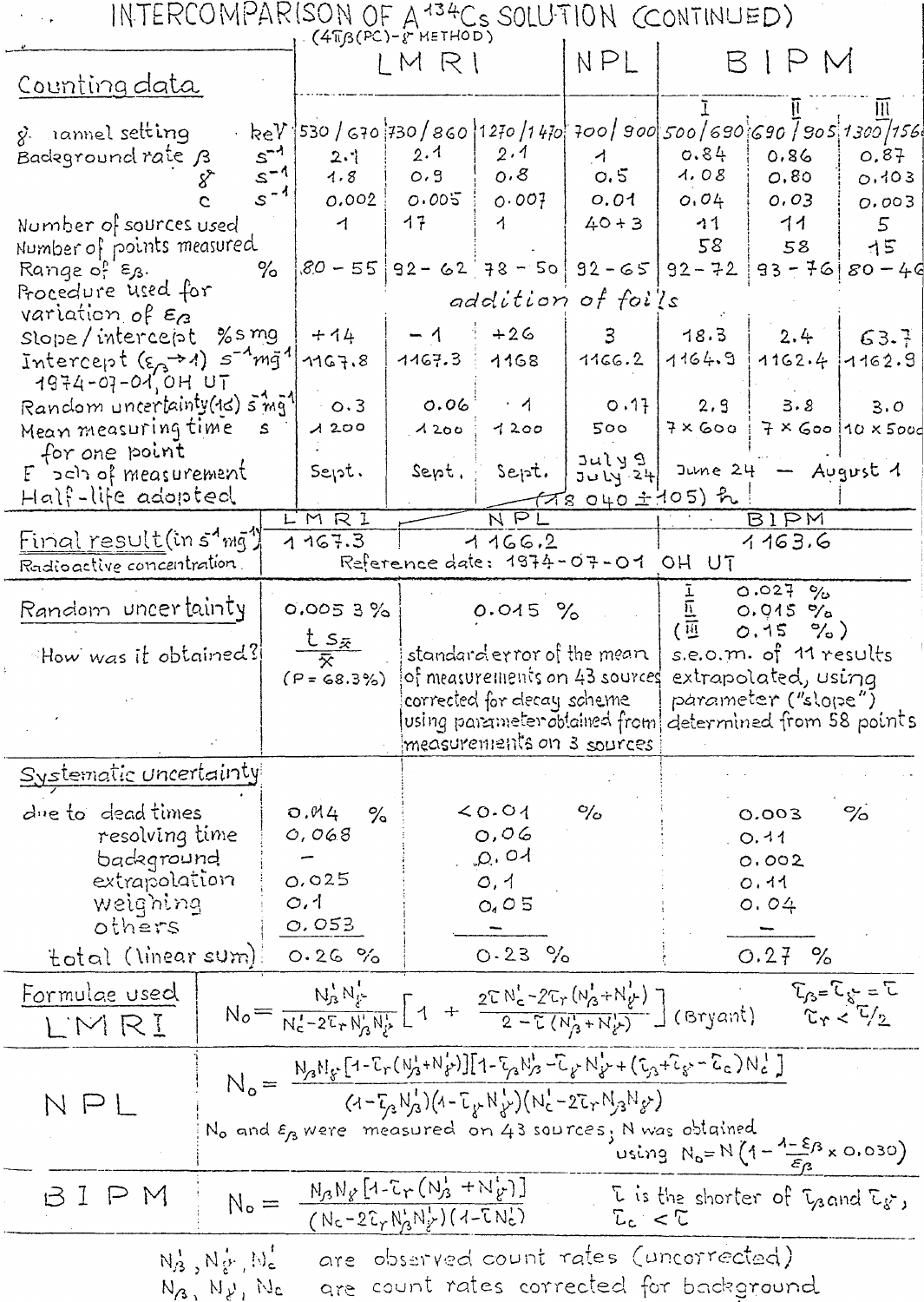# INTERCOMPARISON OF A $^{134}Cs$ SOLUTION (CONTINUED)

($4\pi\beta$(PC)-$\gamma$ METHOD)

| Counting data | | LMRI | | | NPL | BIPM I | BIPM II | BIPM III |
|---|---|---|---|---|---|---|---|---|
| $\gamma$ channel setting | keV | 530 / 670 | 730 / 860 | 1270 / 1470 | 700 / 900 | 500 / 690 | 690 / 905 | 1300 / 156 |
| Background rate $\beta$ | $s^{-1}$ | 2.1 | 2.1 | 2.1 | 1 | 0.84 | 0.86 | 0.87 |
| $\gamma$ | $s^{-1}$ | 1.8 | 0.9 | 0.8 | 0.5 | 1.08 | 0.80 | 0.103 |
| c | $s^{-1}$ | 0.002 | 0.005 | 0.007 | 0.01 | 0.04 | 0.03 | 0.003 |
| Number of sources used | | 1 | 17 | 1 | 40 + 3 | 11 | 11 | 5 |
| Number of points measured | | | | | | 58 | 58 | 15 |
| Range of $\varepsilon_\beta$ | % | 80 - 55 | 92 - 62 | 78 - 50 | 92 - 65 | 92 - 72 | 93 - 76 | 80 - 46 |
| Procedure used for variation of $\varepsilon_\beta$ | | addition of foils | | | | | | |
| Slope / intercept | % s mg | + 14 | - 1 | + 26 | 3 | 18.3 | 2.4 | 63.7 |
| Intercept ($\varepsilon_\beta \to 1$) 1974-07-01, 0H UT | $s^{-1} mg^{-1}$ | 1167.8 | 1167.3 | 1168 | 1166.2 | 1164.9 | 1162.4 | 1162.9 |
| Random uncertainty (1σ) | $s^{-1} mg^{-1}$ | 0.3 | 0.06 | 1 | 0.17 | 2.9 | 3.8 | 3.0 |
| Mean measuring time for one point | s | 1200 | 1200 | 1200 | 500 | 7 × 600 | 7 × 600 | 10 × 500 |
| Epoch of measurement | | Sept. | Sept. | Sept. | July 9 – July 24 | June 24 — August 1 | | |
| Half-life adopted | | (18 040 ± 105) h | | | | | | |

| | LMRI | NPL | BIPM |
|---|---|---|---|
| **Final result** (in $s^{-1} mg^{-1}$) Radioactive concentration | 1 167.3 | 1 166.2 | 1 163.6 |
| Reference date: 1974-07-01 0H UT | | | |
| **Random uncertainty** | 0.005 3 % | 0.015 % | I 0.027 %; II 0.015 %; (III 0.15 %) |
| How was it obtained? | $\frac{t\, s_{\bar{x}}}{\bar{x}}$ (P = 68.3%) | standard error of the mean of measurements on 43 sources corrected for decay scheme using parameter obtained from measurements on 3 sources | s.e.o.m. of 11 results extrapolated, using parameter ("slope") determined from 58 points |
| **Systematic uncertainty** due to dead times | 0.04 % | < 0.01 % | 0.003 % |
| resolving time | 0.068 | 0.06 | 0.11 |
| background | — | 0.01 | 0.002 |
| extrapolation | 0.025 | 0.1 | 0.11 |
| weighing | 0.1 | 0.05 | 0.04 |
| others | 0.053 | — | — |
| total (linear sum) | 0.26 % | 0.23 % | 0.27 % |

## Formulae used

**LMRI**

$$N_0 = \frac{N'_\beta N'_\gamma}{N'_c - 2\tau_r N'_\beta N'_\gamma}\left[1 + \frac{2\tau N'_c - 2\tau_r (N'_\beta + N'_\gamma)}{2 - \tau(N'_\beta + N'_\gamma)}\right] \text{ (Bryant)}$$

$\tau_\beta = \tau_\gamma = \tau$, $\tau_r < \tau/2$

**NPL**

$$N_0 = \frac{N_\beta N_\gamma [1 - \tau_r(N'_\beta + N'_\gamma)][1 - \tau_\beta N'_\beta - \tau_\gamma N'_\gamma + (\tau_\beta + \tau_\gamma - \tau_c) N'_c]}{(1 - \tau_\beta N'_\beta)(1 - \tau_\gamma N'_\gamma)(N'_c - 2\tau_r N_\beta N_\gamma)}$$

$N_0$ and $\varepsilon_\beta$ were measured on 43 sources; N was obtained using $N_0 = N\left(1 - \frac{1-\varepsilon_\beta}{\varepsilon_\beta} \times 0.030\right)$

**BIPM**

$$N_0 = \frac{N_\beta N_\gamma [1 - \tau_r(N'_\beta + N'_\gamma)]}{(N_c - 2\tau_r N'_\beta N'_\gamma)(1 - \tau N'_c)}$$

$\tau$ is the shorter of $\tau_\beta$ and $\tau_\gamma$, $\tau_c < \tau$

$N'_\beta, N'_\gamma, N'_c$ are observed count rates (uncorrected)

$N_\beta, N_\gamma, N_c$ are count rates corrected for background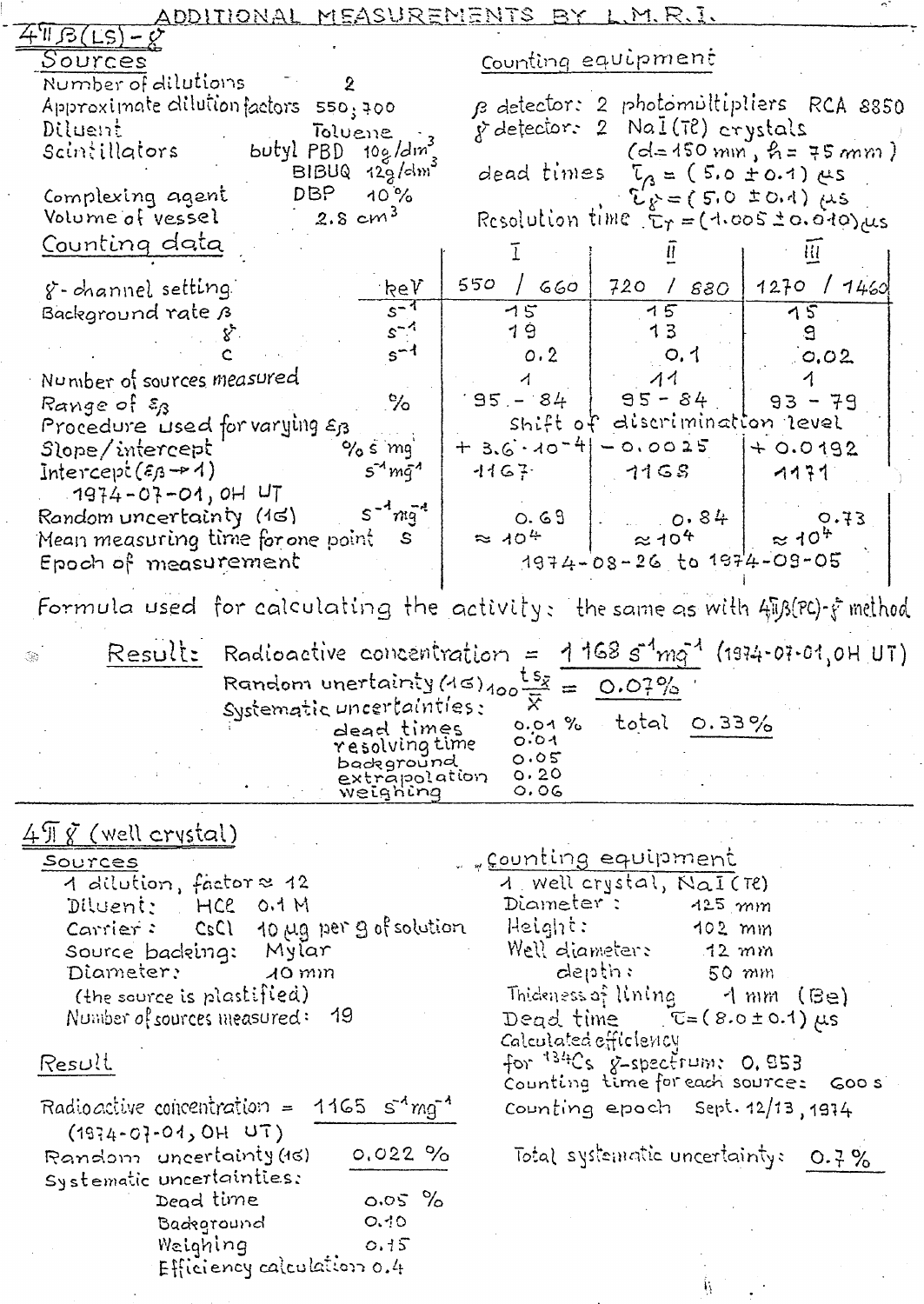# ADDITIONAL MEASUREMENTS BY L.M.R.I.

## $4\pi\beta$(LS)-$\gamma$

### Sources

Number of dilutions: 2
Approximate dilution factors: 550; 700
Diluent: Toluene
Scintillators: butyl PBD 10 g/dm$^3$; BIBUQ 12 g/dm$^3$
Complexing agent: DBP 10 %
Volume of vessel: 2.8 cm$^3$

### Counting equipment

$\beta$ detector: 2 photomultipliers RCA 8850
$\gamma$ detector: 2 NaI(Tl) crystals ($d$ = 150 mm, $h$ = 75 mm)
dead times: $\tau_\beta = (5.0 \pm 0.1)$ µs; $\tau_\gamma = (5.0 \pm 0.1)$ µs
Resolution time: $\tau_r = (1.005 \pm 0.010)$ µs

### Counting data

| | | I | II | III |
|---|---|---|---|---|
| $\gamma$-channel setting | keV | 550 / 660 | 720 / 880 | 1270 / 1460 |
| Background rate $\beta$ | s$^{-1}$ | 15 | 15 | 15 |
| $\gamma$ | s$^{-1}$ | 19 | 13 | 9 |
| c | s$^{-1}$ | 0.2 | 0.1 | 0.02 |
| Number of sources measured | | 1 | 11 | 1 |
| Range of $\varepsilon_\beta$ | % | 95 - 84 | 95 - 84 | 93 - 79 |
| Procedure used for varying $\varepsilon_\beta$ | | shift of discrimination level | | |
| Slope/intercept | % s mg | + 3.6 · 10$^{-4}$ | − 0.0025 | + 0.0192 |
| Intercept ($\varepsilon_\beta \to 1$) 1974-07-01, 0H UT | s$^{-1}$mg$^{-1}$ | 1167 | 1168 | 1171 |
| Random uncertainty (1σ) | s$^{-1}$mg$^{-1}$ | 0.69 | 0.84 | 0.73 |
| Mean measuring time for one point | s | ≈ 10$^4$ | ≈ 10$^4$ | ≈ 10$^4$ |
| Epoch of measurement | | 1974-08-26 to 1974-09-05 | | |

Formula used for calculating the activity: the same as with $4\pi\beta$(PC)-$\gamma$ method

**Result:** Radioactive concentration = 1168 s$^{-1}$mg$^{-1}$ (1974-07-01, 0H UT)

Random unertainty (1σ) $100 \frac{t s_{\bar{x}}}{\bar{x}}$ = 0.07%

Systematic uncertainties:

| | | |
|---|---|---|
| dead times | 0.01 % | total 0.33 % |
| resolving time | 0.01 | |
| background | 0.05 | |
| extrapolation | 0.20 | |
| weighing | 0.06 | |

## $4\pi\gamma$ (well crystal)

### Sources

1 dilution, factor ≈ 12
Diluent: HCl 0.1 M
Carrier: CsCl 10 µg per g of solution
Source backing: Mylar
Diameter: 10 mm
(the source is plastified)
Number of sources measured: 19

### Counting equipment

1 well crystal, NaI(Tl)
Diameter: 125 mm
Height: 102 mm
Well diameter: 12 mm
depth: 50 mm
Thickness of lining: 1 mm (Be)
Dead time: $\tau = (8.0 \pm 0.1)$ µs
Calculated efficiency for $^{134}$Cs $\gamma$-spectrum: 0.953
Counting time for each source: 600 s
Counting epoch: Sept. 12/13, 1974

### Result

Radioactive concentration = 1165 s$^{-1}$mg$^{-1}$ (1974-07-01, 0H UT)

Random uncertainty (1σ): 0.022 %

Systematic uncertainties:

| | |
|---|---|
| Dead time | 0.05 % |
| Background | 0.10 |
| Weighing | 0.15 |
| Efficiency calculation | 0.4 |

Total systematic uncertainty: 0.7 %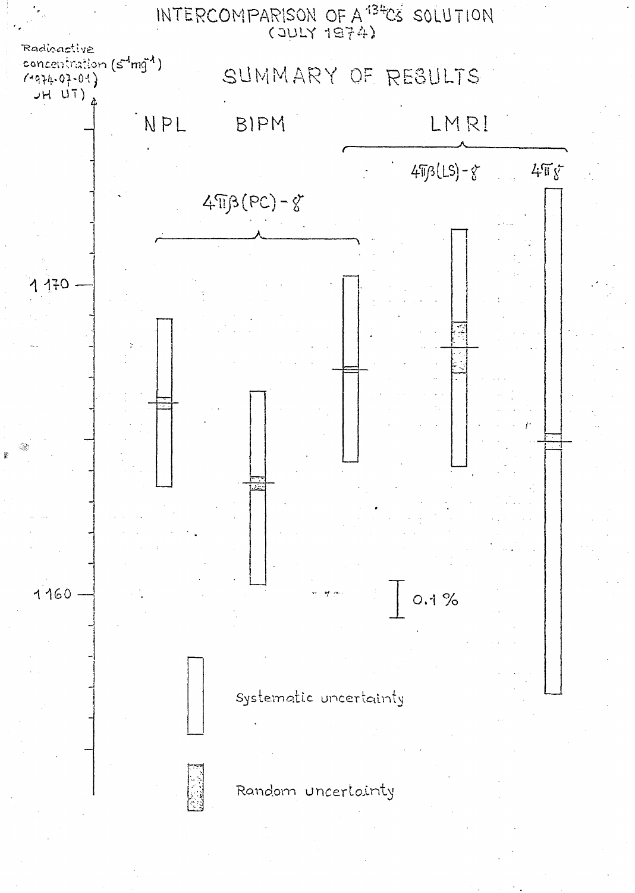# INTERCOMPARISON OF A $^{134}Cs$ SOLUTION
(JULY 1974)

## SUMMARY OF RESULTS

Radioactive concentration ($s^{-1} mg^{-1}$)
(1974-07-01
0 H UT)

NPL

BIPM

LMRI

$4\pi\beta(PC)-\gamma$

$4\pi\beta(LS)-\gamma$

$4\pi\gamma$

1 170

1 160

0.1 %

Systematic uncertainty

Random uncertainty